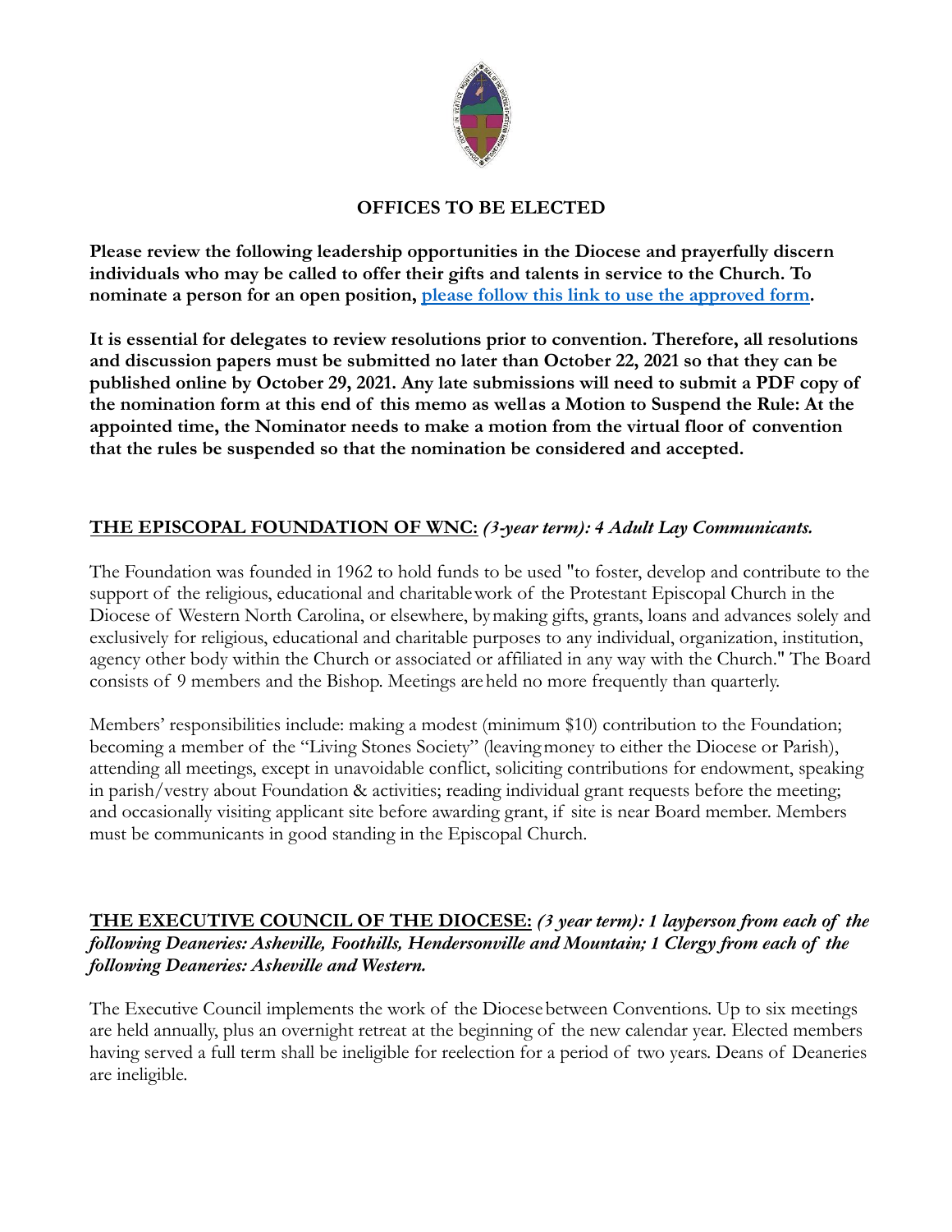## OFFICES TO BE ELECTED

**Please review the following leadership opportunities in the Diocese and prayerfully discern individuals who may be called to offer their gifts and talents in service to the Church. To nominate a person for an open position, please follow this link to use the approved form.**

**It is essential for delegates to review resolutions prior to convention. Therefore, all resolutions and discussion papers must be submitted no later than October 22, 2021 so that they can be published online by October 29, 2021. Any late submissions will need to submit a PDF copy of the nomination form at this end of this memo as well as a Motion to Suspend the Rule: At the appointed time, the Nominator needs to make a motion from the virtual floor of convention that the rules be suspended so that the nomination be considered and accepted.**

### THE EPISCOPAL FOUNDATION OF WNC: *(3-year term): 4 Adult Lay Communicants.*

The Foundation was founded in 1962 to hold funds to be used "to foster, develop and contribute to the support of the religious, educational and charitable work of the Protestant Episcopal Church in the Diocese of Western North Carolina, or elsewhere, by making gifts, grants, loans and advances solely and exclusively for religious, educational and charitable purposes to any individual, organization, institution, agency other body within the Church or associated or affiliated in any way with the Church." The Board consists of 9 members and the Bishop. Meetings are held no more frequently than quarterly.

Members' responsibilities include: making a modest (minimum $10) contribution to the Foundation; becoming a member of the "Living Stones Society" (leaving money to either the Diocese or Parish), attending all meetings, except in unavoidable conflict, soliciting contributions for endowment, speaking in parish/vestry about Foundation & activities; reading individual grant requests before the meeting; and occasionally visiting applicant site before awarding grant, if site is near Board member. Members must be communicants in good standing in the Episcopal Church.

### THE EXECUTIVE COUNCIL OF THE DIOCESE: *(3 year term): 1 layperson from each of the following Deaneries: Asheville, Foothills, Hendersonville and Mountain; 1 Clergy from each of the following Deaneries: Asheville and Western.*

The Executive Council implements the work of the Diocese between Conventions. Up to six meetings are held annually, plus an overnight retreat at the beginning of the new calendar year. Elected members having served a full term shall be ineligible for reelection for a period of two years. Deans of Deaneries are ineligible.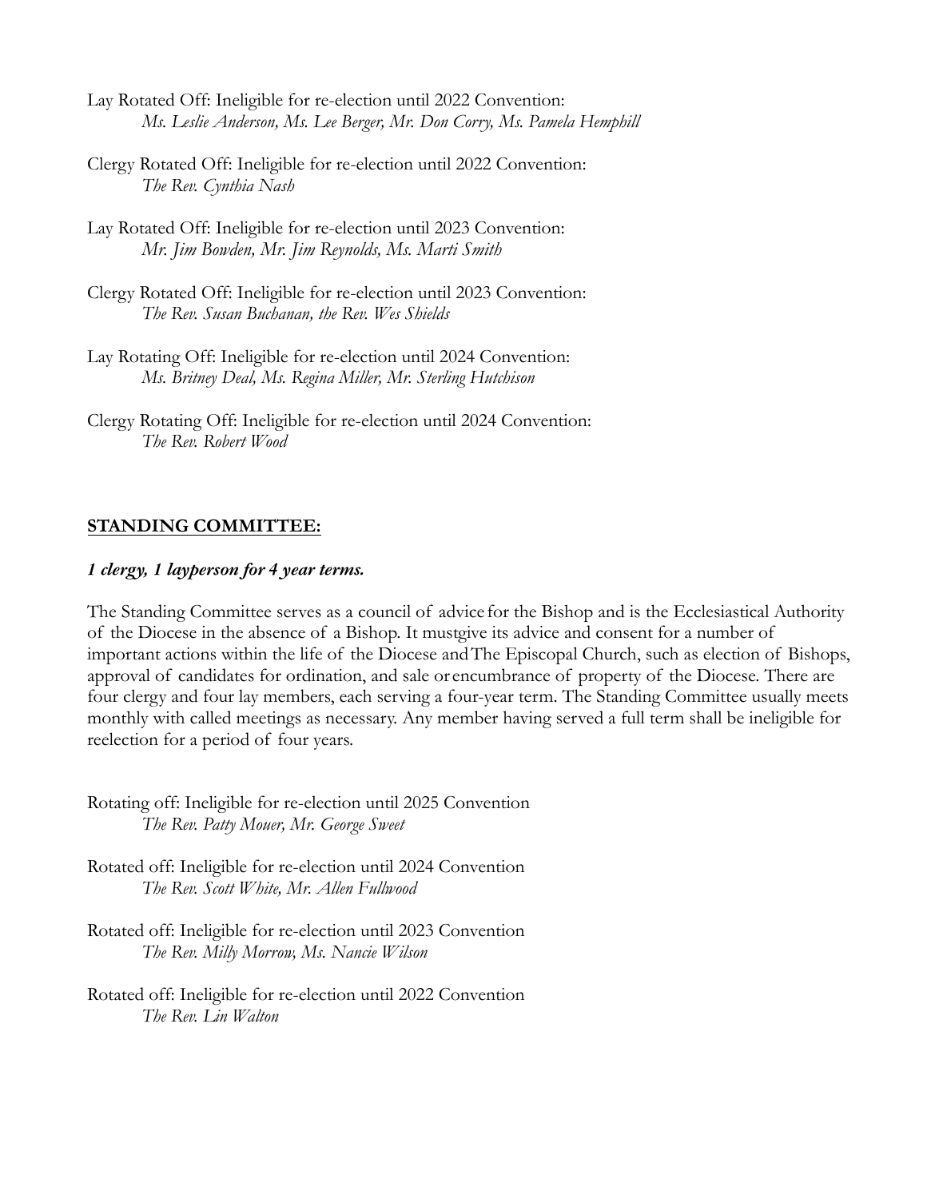Lay Rotated Off: Ineligible for re-election until 2022 Convention:
*Ms. Leslie Anderson, Ms. Lee Berger, Mr. Don Corry, Ms. Pamela Hemphill*

Clergy Rotated Off: Ineligible for re-election until 2022 Convention:
*The Rev. Cynthia Nash*

Lay Rotated Off: Ineligible for re-election until 2023 Convention:
*Mr. Jim Bowden, Mr. Jim Reynolds, Ms. Marti Smith*

Clergy Rotated Off: Ineligible for re-election until 2023 Convention:
*The Rev. Susan Buchanan, the Rev. Wes Shields*

Lay Rotating Off: Ineligible for re-election until 2024 Convention:
*Ms. Britney Deal, Ms. Regina Miller, Mr. Sterling Hutchison*

Clergy Rotating Off: Ineligible for re-election until 2024 Convention:
*The Rev. Robert Wood*

## STANDING COMMITTEE:

***1 clergy, 1 layperson for 4 year terms.***

The Standing Committee serves as a council of advice for the Bishop and is the Ecclesiastical Authority of the Diocese in the absence of a Bishop. It must give its advice and consent for a number of important actions within the life of the Diocese and The Episcopal Church, such as election of Bishops, approval of candidates for ordination, and sale or encumbrance of property of the Diocese. There are four clergy and four lay members, each serving a four-year term. The Standing Committee usually meets monthly with called meetings as necessary. Any member having served a full term shall be ineligible for reelection for a period of four years.

Rotating off: Ineligible for re-election until 2025 Convention
*The Rev. Patty Mouer, Mr. George Sweet*

Rotated off: Ineligible for re-election until 2024 Convention
*The Rev. Scott White, Mr. Allen Fullwood*

Rotated off: Ineligible for re-election until 2023 Convention
*The Rev. Milly Morrow, Ms. Nancie Wilson*

Rotated off: Ineligible for re-election until 2022 Convention
*The Rev. Lin Walton*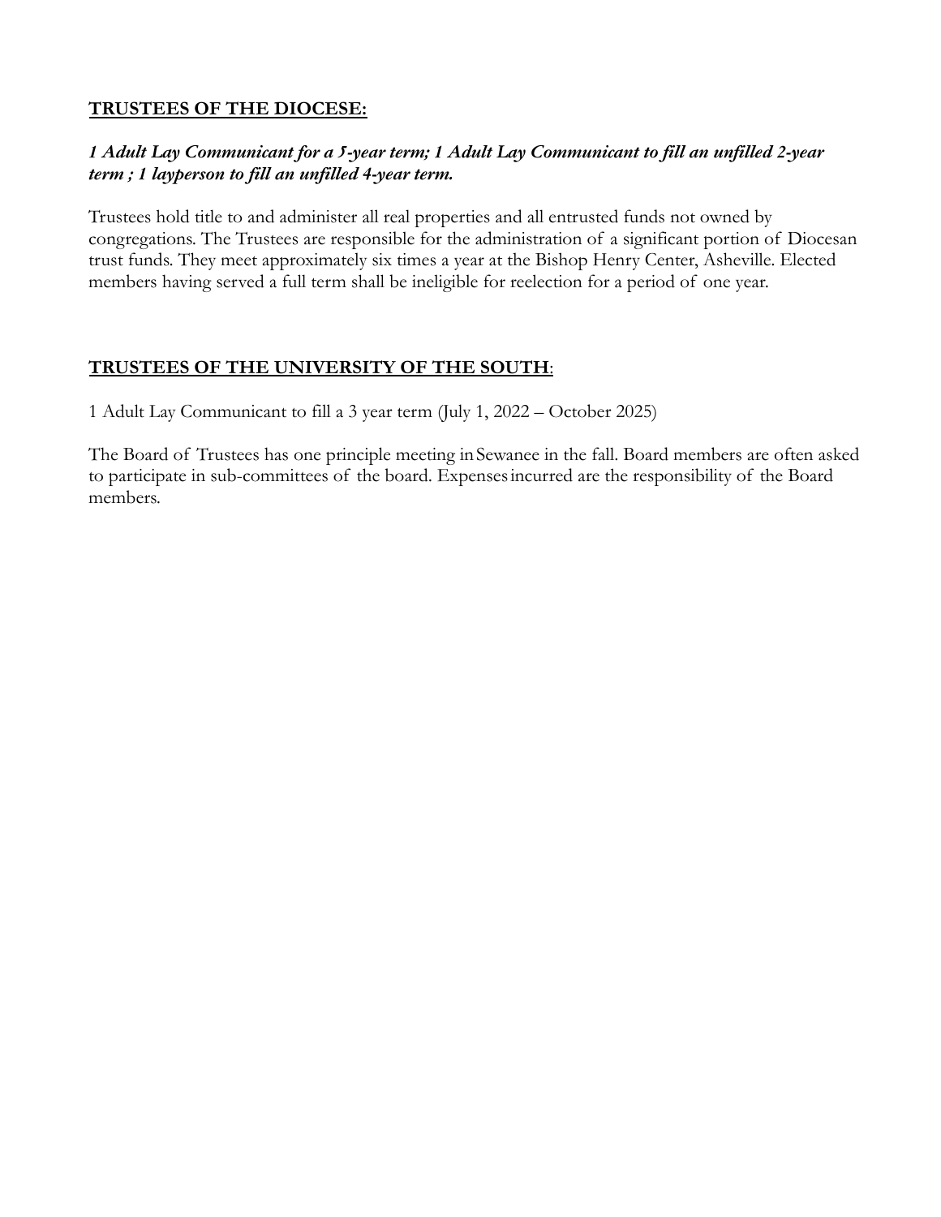## **TRUSTEES OF THE DIOCESE:**

***1 Adult Lay Communicant for a 5-year term; 1 Adult Lay Communicant to fill an unfilled 2-year term ; 1 layperson to fill an unfilled 4-year term.***

Trustees hold title to and administer all real properties and all entrusted funds not owned by congregations. The Trustees are responsible for the administration of a significant portion of Diocesan trust funds. They meet approximately six times a year at the Bishop Henry Center, Asheville. Elected members having served a full term shall be ineligible for reelection for a period of one year.

## **TRUSTEES OF THE UNIVERSITY OF THE SOUTH**:

1 Adult Lay Communicant to fill a 3 year term (July 1, 2022 – October 2025)

The Board of Trustees has one principle meeting in Sewanee in the fall. Board members are often asked to participate in sub-committees of the board. Expenses incurred are the responsibility of the Board members.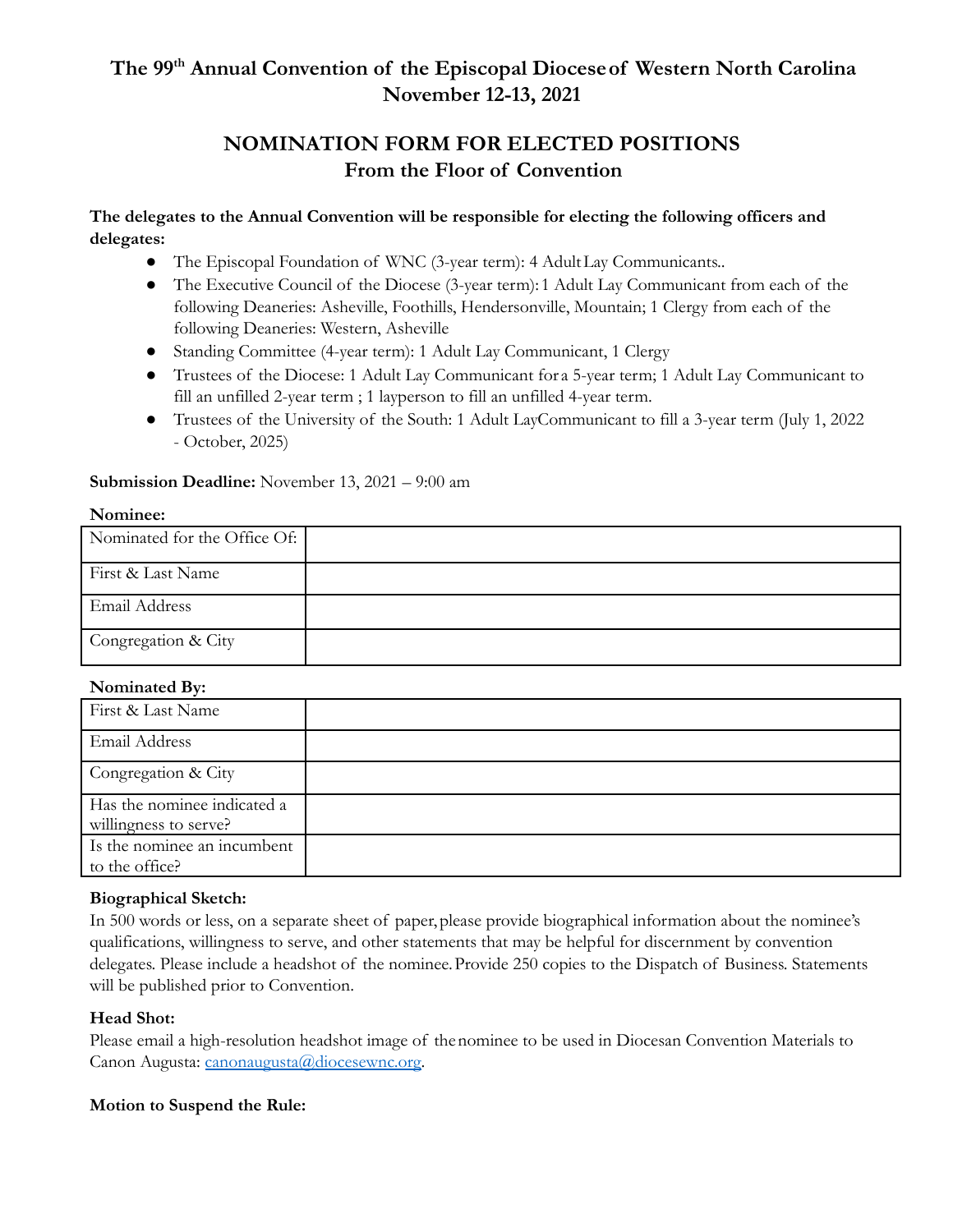# The 99th Annual Convention of the Episcopal Diocese of Western North Carolina
## November 12-13, 2021

## NOMINATION FORM FOR ELECTED POSITIONS
### From the Floor of Convention

**The delegates to the Annual Convention will be responsible for electing the following officers and delegates:**

- The Episcopal Foundation of WNC (3-year term): 4 Adult Lay Communicants..
- The Executive Council of the Diocese (3-year term): 1 Adult Lay Communicant from each of the following Deaneries: Asheville, Foothills, Hendersonville, Mountain; 1 Clergy from each of the following Deaneries: Western, Asheville
- Standing Committee (4-year term): 1 Adult Lay Communicant, 1 Clergy
- Trustees of the Diocese: 1 Adult Lay Communicant for a 5-year term; 1 Adult Lay Communicant to fill an unfilled 2-year term ; 1 layperson to fill an unfilled 4-year term.
- Trustees of the University of the South: 1 Adult Lay Communicant to fill a 3-year term (July 1, 2022 - October, 2025)

**Submission Deadline:** November 13, 2021 – 9:00 am

**Nominee:**

| Nominated for the Office Of: | |
|---|---|
| First & Last Name | |
| Email Address | |
| Congregation & City | |

**Nominated By:**

| First & Last Name | |
|---|---|
| Email Address | |
| Congregation & City | |
| Has the nominee indicated a willingness to serve? | |
| Is the nominee an incumbent to the office? | |

**Biographical Sketch:**
In 500 words or less, on a separate sheet of paper, please provide biographical information about the nominee's qualifications, willingness to serve, and other statements that may be helpful for discernment by convention delegates. Please include a headshot of the nominee. Provide 250 copies to the Dispatch of Business. Statements will be published prior to Convention.

**Head Shot:**
Please email a high-resolution headshot image of the nominee to be used in Diocesan Convention Materials to Canon Augusta: canonaugusta@diocesewnc.org.

**Motion to Suspend the Rule:**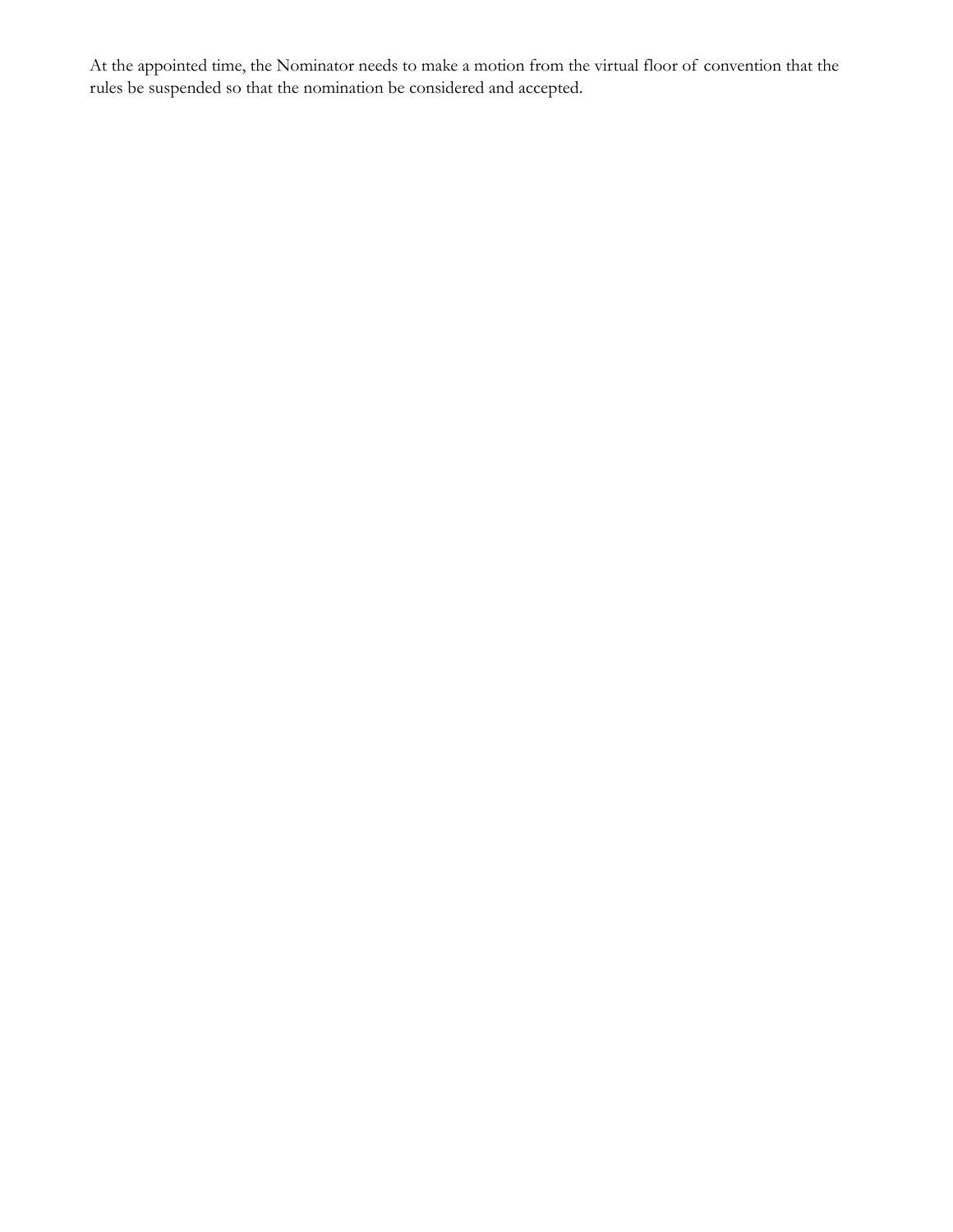At the appointed time, the Nominator needs to make a motion from the virtual floor of convention that the rules be suspended so that the nomination be considered and accepted.